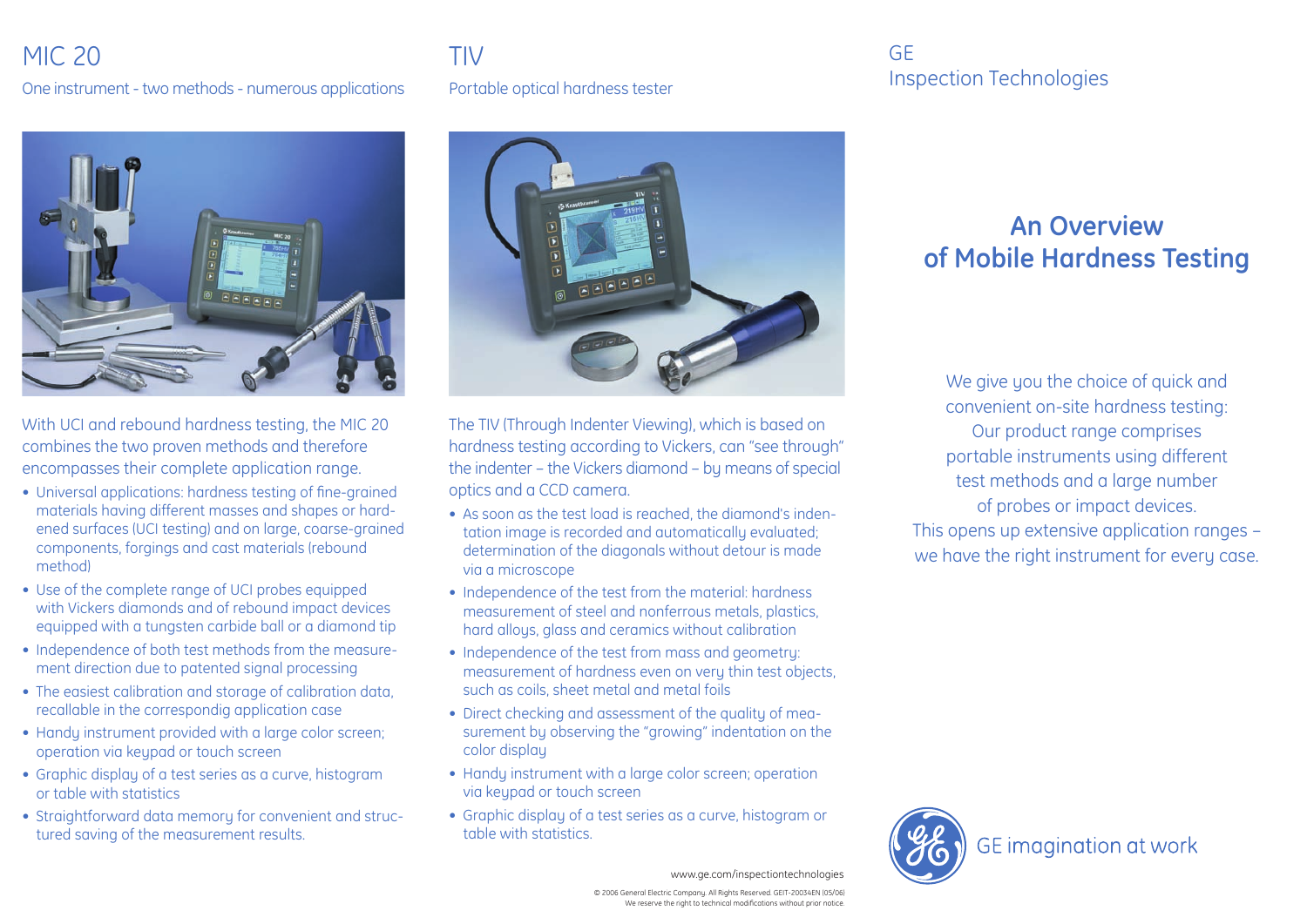## MIC 20

One instrument - two methods - numerous applications

With UCI and rebound hardness testing, the MIC 20 combines the two proven methods and therefore encompasses their complete application range.

- Universal applications: hardness testing of fine-grained materials having different masses and shapes or hardened surfaces (UCI testing) and on large, coarse-grained components, forgings and cast materials (rebound method)
- Use of the complete range of UCI probes equipped with Vickers diamonds and of rebound impact devices equipped with a tungsten carbide ball or a diamond tip
- Independence of both test methods from the measurement direction due to patented signal processing
- The easiest calibration and storage of calibration data, recallable in the correspondig application case
- Handy instrument provided with a large color screen; operation via keypad or touch screen
- Graphic display of a test series as a curve, histogram or table with statistics
- Straightforward data memory for convenient and structured saving of the measurement results.

## TIV

Portable optical hardness tester

The TIV (Through Indenter Viewing), which is based on hardness testing according to Vickers, can "see through" the indenter – the Vickers diamond – by means of special optics and a CCD camera.

- As soon as the test load is reached, the diamond's indentation image is recorded and automatically evaluated; determination of the diagonals without detour is made via a microscope
- Independence of the test from the material: hardness measurement of steel and nonferrous metals, plastics, hard alloys, glass and ceramics without calibration
- Independence of the test from mass and geometry: measurement of hardness even on very thin test objects, such as coils, sheet metal and metal foils
- Direct checking and assessment of the quality of measurement by observing the "growing" indentation on the color display
- Handy instrument with a large color screen; operation via keypad or touch screen
- Graphic display of a test series as a curve, histogram or table with statistics.

www.ge.com/inspectiontechnologies

© 2006 General Electric Company. All Rights Reserved. GEIT-20034EN (05/06)
We reserve the right to technical modifications without prior notice.

GE
Inspection Technologies

# An Overview of Mobile Hardness Testing

We give you the choice of quick and convenient on-site hardness testing: Our product range comprises portable instruments using different test methods and a large number of probes or impact devices. This opens up extensive application ranges – we have the right instrument for every case.

GE imagination at work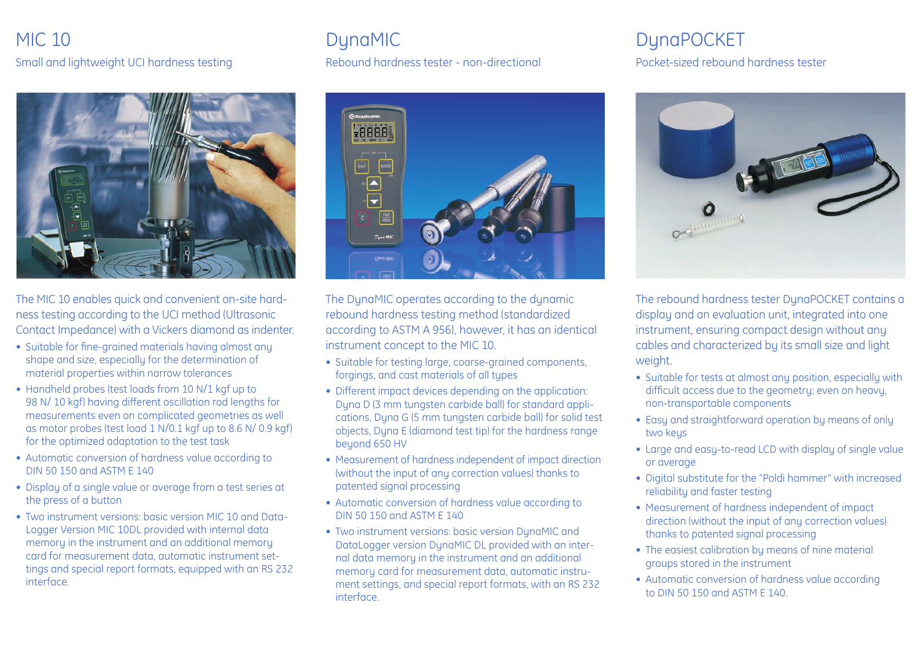## MIC 10

Small and lightweight UCI hardness testing

The MIC 10 enables quick and convenient on-site hardness testing according to the UCI method (Ultrasonic Contact Impedance) with a Vickers diamond as indenter.

- Suitable for fine-grained materials having almost any shape and size, especially for the determination of material properties within narrow tolerances
- Handheld probes (test loads from 10 N/1 kgf up to 98 N/ 10 kgf) having different oscillation rod lengths for measurements even on complicated geometries as well as motor probes (test load 1 N/0.1 kgf up to 8.6 N/ 0.9 kgf) for the optimized adaptation to the test task
- Automatic conversion of hardness value according to DIN 50 150 and ASTM E 140
- Display of a single value or average from a test series at the press of a button
- Two instrument versions: basic version MIC 10 and Data-Logger Version MIC 10DL provided with internal data memory in the instrument and an additional memory card for measurement data, automatic instrument settings and special report formats, equipped with an RS 232 interface.

## DynaMIC

Rebound hardness tester - non-directional

The DynaMIC operates according to the dynamic rebound hardness testing method (standardized according to ASTM A 956), however, it has an identical instrument concept to the MIC 10.

- Suitable for testing large, coarse-grained components, forgings, and cast materials of all types
- Different impact devices depending on the application: Dyna D (3 mm tungsten carbide ball) for standard applications, Dyna G (5 mm tungsten carbide ball) for solid test objects, Dyna E (diamond test tip) for the hardness range beyond 650 HV
- Measurement of hardness independent of impact direction (without the input of any correction values) thanks to patented signal processing
- Automatic conversion of hardness value according to DIN 50 150 and ASTM E 140
- Two instrument versions: basic version DynaMIC and DataLogger version DynaMIC DL provided with an internal data memory in the instrument and an additional memory card for measurement data, automatic instrument settings, and special report formats, with an RS 232 interface.

## DynaPOCKET

Pocket-sized rebound hardness tester

The rebound hardness tester DynaPOCKET contains a display and an evaluation unit, integrated into one instrument, ensuring compact design without any cables and characterized by its small size and light weight.

- Suitable for tests at almost any position, especially with difficult access due to the geometry; even on heavy, non-transportable components
- Easy and straightforward operation by means of only two keys
- Large and easy-to-read LCD with display of single value or average
- Digital substitute for the "Poldi hammer" with increased reliability and faster testing
- Measurement of hardness independent of impact direction (without the input of any correction values) thanks to patented signal processing
- The easiest calibration by means of nine material groups stored in the instrument
- Automatic conversion of hardness value according to DIN 50 150 and ASTM E 140.